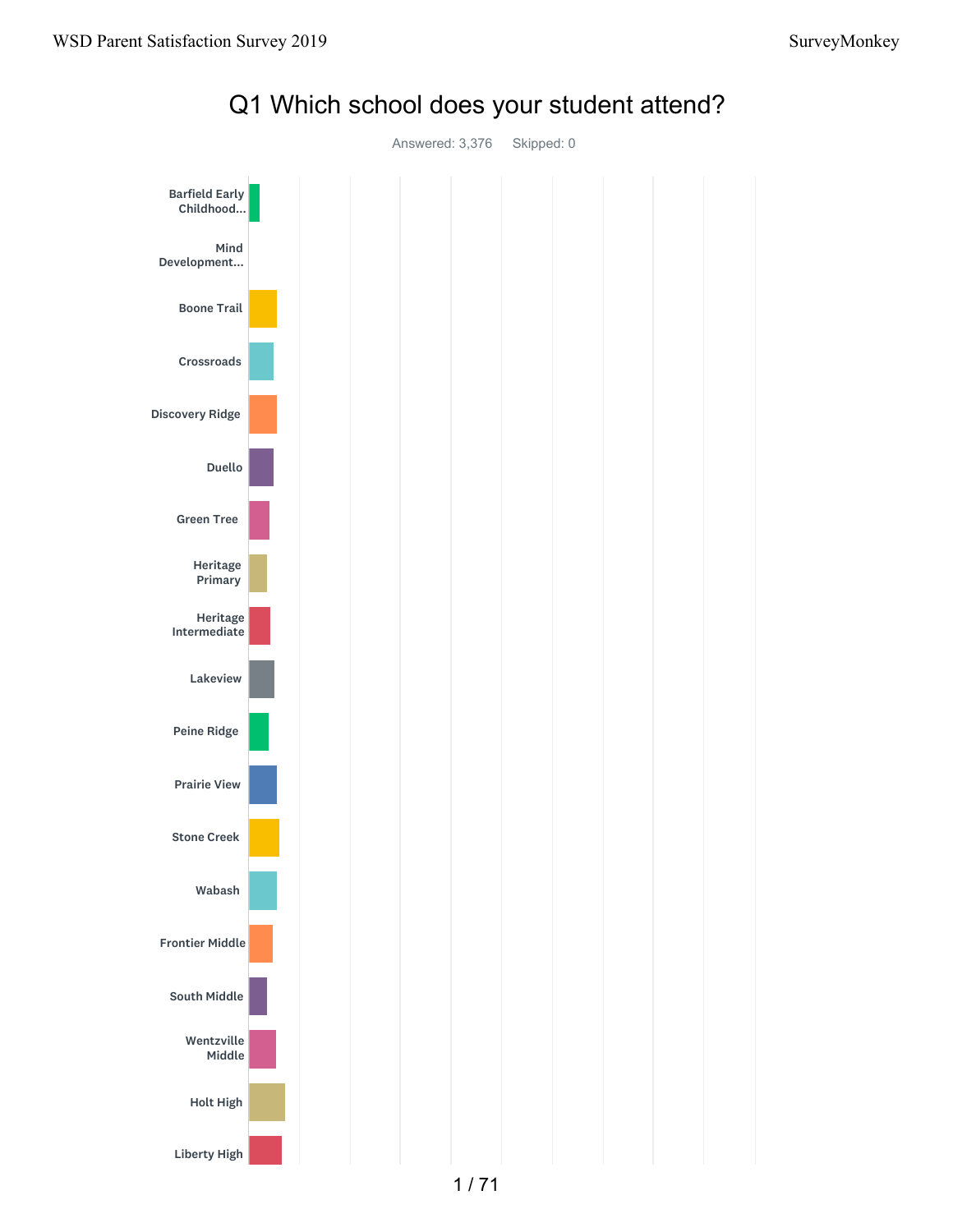# Q1 Which school does your student attend?

Answered: 3,376 Skipped: 0

- Barfield Early Childhood...
- Mind Development...
- Boone Trail
- Crossroads
- Discovery Ridge
- Duello
- Green Tree
- Heritage Primary
- Heritage Intermediate
- Lakeview
- Peine Ridge
- Prairie View
- Stone Creek
- Wabash
- Frontier Middle
- South Middle
- Wentzville Middle
- Holt High
- Liberty High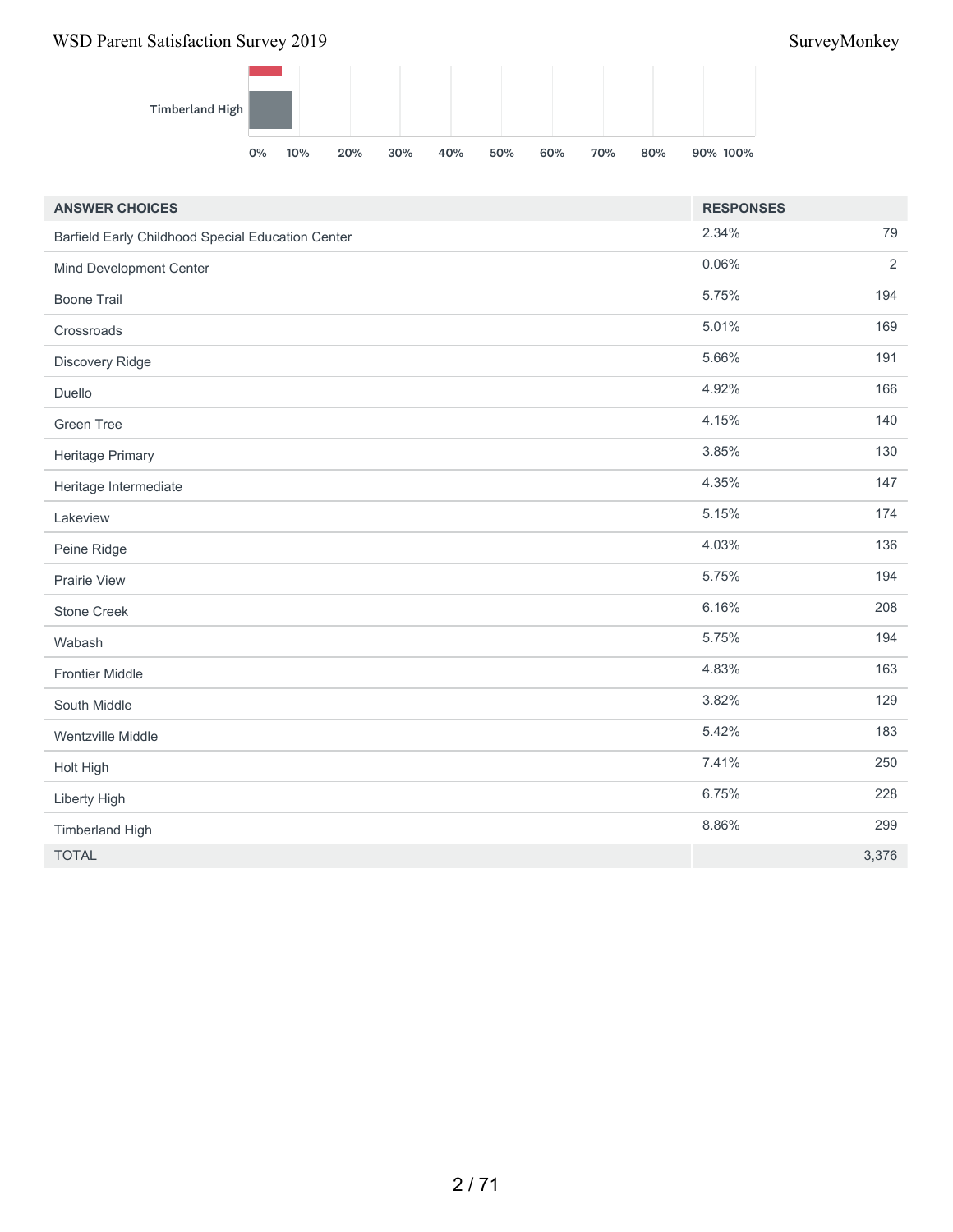| ANSWER CHOICES | RESPONSES | |
|---|---|---|
| Barfield Early Childhood Special Education Center | 2.34% | 79 |
| Mind Development Center | 0.06% | 2 |
| Boone Trail | 5.75% | 194 |
| Crossroads | 5.01% | 169 |
| Discovery Ridge | 5.66% | 191 |
| Duello | 4.92% | 166 |
| Green Tree | 4.15% | 140 |
| Heritage Primary | 3.85% | 130 |
| Heritage Intermediate | 4.35% | 147 |
| Lakeview | 5.15% | 174 |
| Peine Ridge | 4.03% | 136 |
| Prairie View | 5.75% | 194 |
| Stone Creek | 6.16% | 208 |
| Wabash | 5.75% | 194 |
| Frontier Middle | 4.83% | 163 |
| South Middle | 3.82% | 129 |
| Wentzville Middle | 5.42% | 183 |
| Holt High | 7.41% | 250 |
| Liberty High | 6.75% | 228 |
| Timberland High | 8.86% | 299 |
| TOTAL | | 3,376 |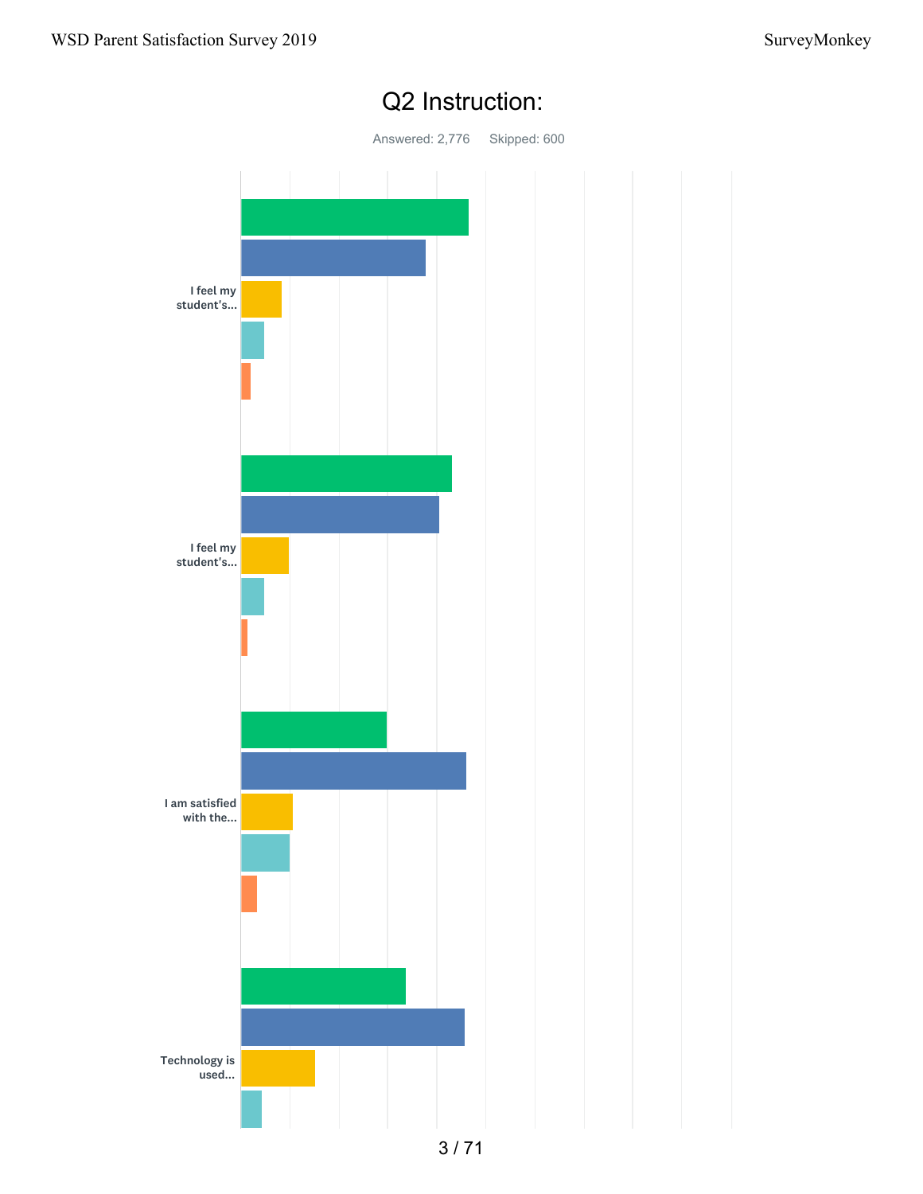## Q2 Instruction:

Answered: 2,776 Skipped: 600

I feel my student's...

I feel my student's...

I am satisfied with the...

Technology is used...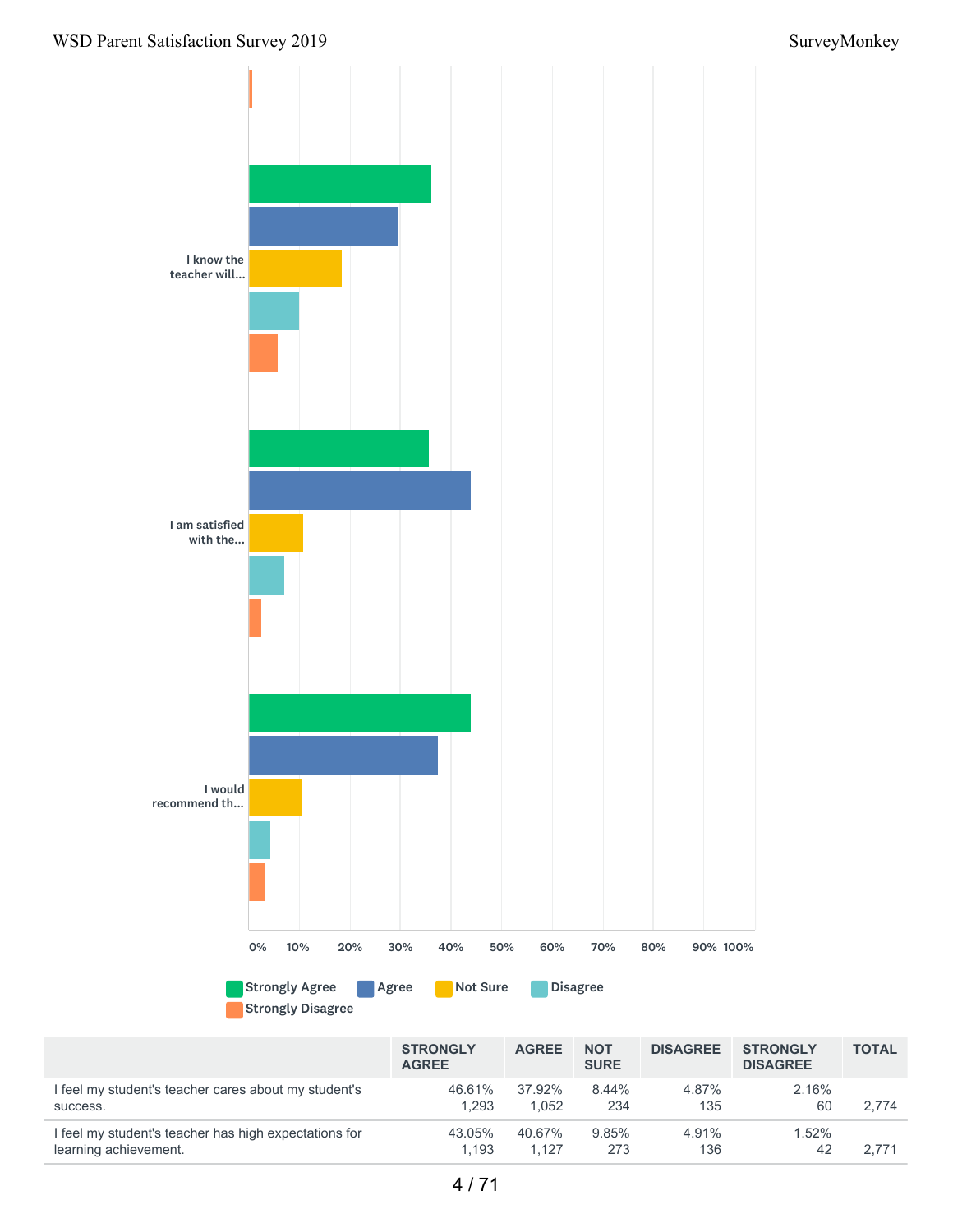I know the teacher will...

I am satisfied with the...

I would recommend th...

0% 10% 20% 30% 40% 50% 60% 70% 80% 90% 100%

Strongly Agree | Agree | Not Sure | Disagree | Strongly Disagree

| | STRONGLY AGREE | AGREE | NOT SURE | DISAGREE | STRONGLY DISAGREE | TOTAL |
|---|---|---|---|---|---|---|
| I feel my student's teacher cares about my student's success. | 46.61%<br>1,293 | 37.92%<br>1,052 | 8.44%<br>234 | 4.87%<br>135 | 2.16%<br>60 | 2,774 |
| I feel my student's teacher has high expectations for learning achievement. | 43.05%<br>1,193 | 40.67%<br>1,127 | 9.85%<br>273 | 4.91%<br>136 | 1.52%<br>42 | 2,771 |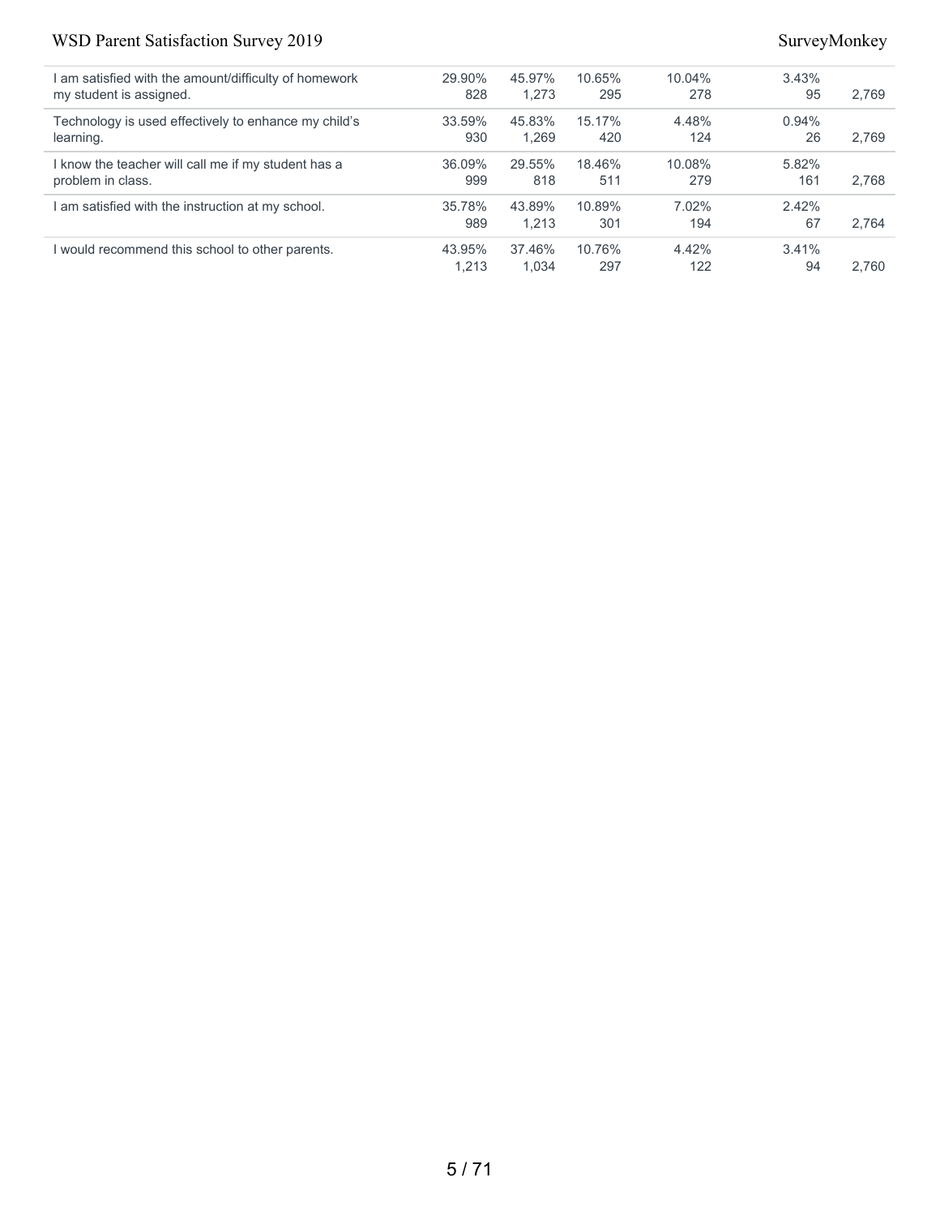| | | | | | | |
|---|---|---|---|---|---|---|
| I am satisfied with the amount/difficulty of homework my student is assigned. | 29.90%<br>828 | 45.97%<br>1,273 | 10.65%<br>295 | 10.04%<br>278 | 3.43%<br>95 | 2,769 |
| Technology is used effectively to enhance my child's learning. | 33.59%<br>930 | 45.83%<br>1,269 | 15.17%<br>420 | 4.48%<br>124 | 0.94%<br>26 | 2,769 |
| I know the teacher will call me if my student has a problem in class. | 36.09%<br>999 | 29.55%<br>818 | 18.46%<br>511 | 10.08%<br>279 | 5.82%<br>161 | 2,768 |
| I am satisfied with the instruction at my school. | 35.78%<br>989 | 43.89%<br>1,213 | 10.89%<br>301 | 7.02%<br>194 | 2.42%<br>67 | 2,764 |
| I would recommend this school to other parents. | 43.95%<br>1,213 | 37.46%<br>1,034 | 10.76%<br>297 | 4.42%<br>122 | 3.41%<br>94 | 2,760 |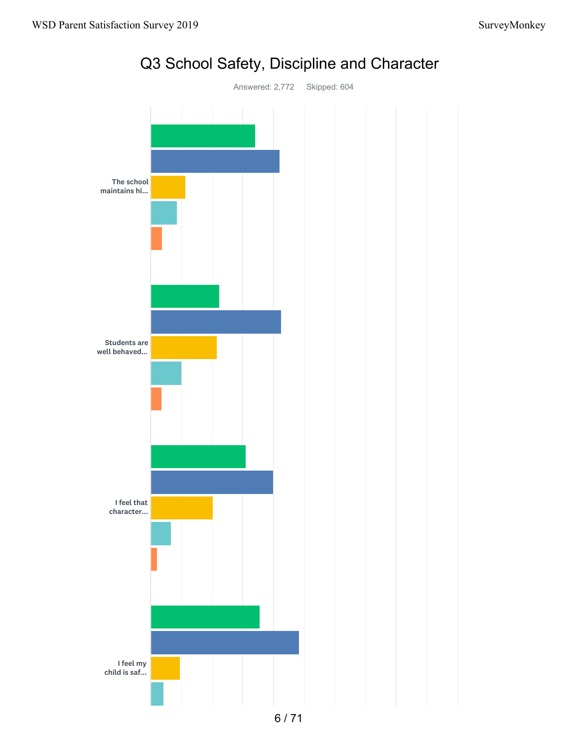# Q3 School Safety, Discipline and Character

Answered: 2,772 Skipped: 604

The school maintains hi...

Students are well behaved...

I feel that character...

I feel my child is saf...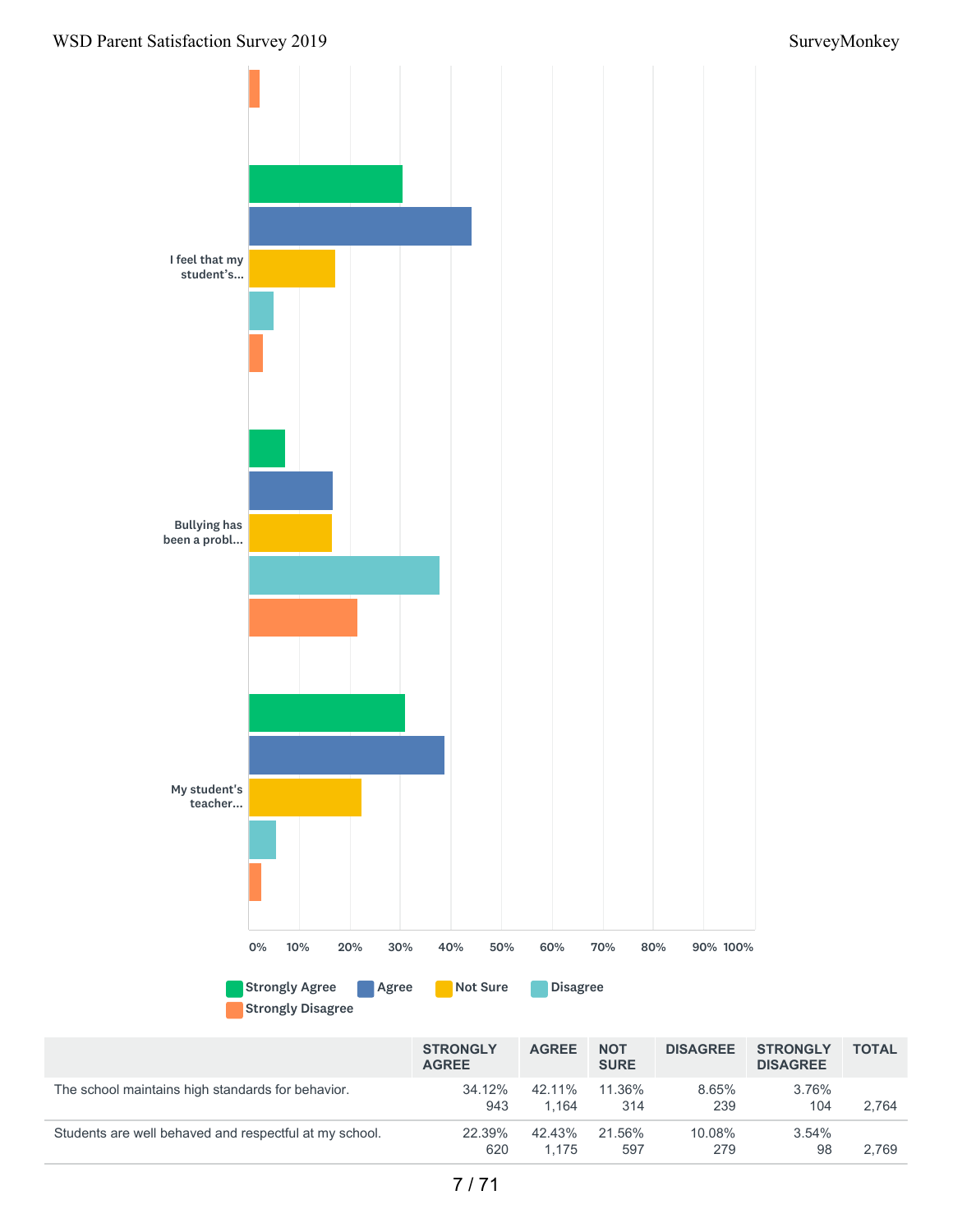I feel that my student's...

Bullying has been a probl...

My student's teacher...

0% 10% 20% 30% 40% 50% 60% 70% 80% 90% 100%

Strongly Agree | Agree | Not Sure | Disagree | Strongly Disagree

| | STRONGLY AGREE | AGREE | NOT SURE | DISAGREE | STRONGLY DISAGREE | TOTAL |
|---|---|---|---|---|---|---|
| The school maintains high standards for behavior. | 34.12% 943 | 42.11% 1,164 | 11.36% 314 | 8.65% 239 | 3.76% 104 | 2,764 |
| Students are well behaved and respectful at my school. | 22.39% 620 | 42.43% 1,175 | 21.56% 597 | 10.08% 279 | 3.54% 98 | 2,769 |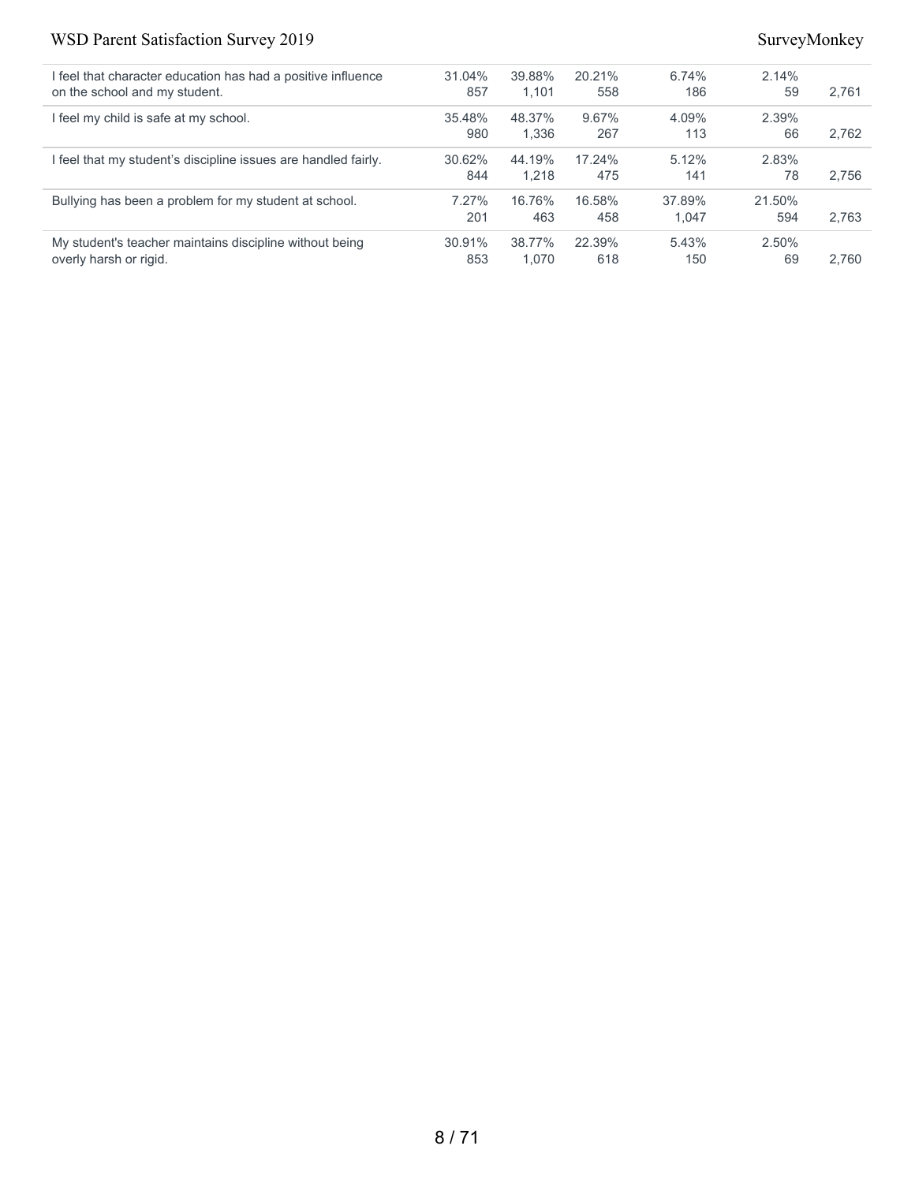| | | | | | | |
|---|---|---|---|---|---|---|
| I feel that character education has had a positive influence on the school and my student. | 31.04%<br>857 | 39.88%<br>1,101 | 20.21%<br>558 | 6.74%<br>186 | 2.14%<br>59 | 2,761 |
| I feel my child is safe at my school. | 35.48%<br>980 | 48.37%<br>1,336 | 9.67%<br>267 | 4.09%<br>113 | 2.39%<br>66 | 2,762 |
| I feel that my student's discipline issues are handled fairly. | 30.62%<br>844 | 44.19%<br>1,218 | 17.24%<br>475 | 5.12%<br>141 | 2.83%<br>78 | 2,756 |
| Bullying has been a problem for my student at school. | 7.27%<br>201 | 16.76%<br>463 | 16.58%<br>458 | 37.89%<br>1,047 | 21.50%<br>594 | 2,763 |
| My student's teacher maintains discipline without being overly harsh or rigid. | 30.91%<br>853 | 38.77%<br>1,070 | 22.39%<br>618 | 5.43%<br>150 | 2.50%<br>69 | 2,760 |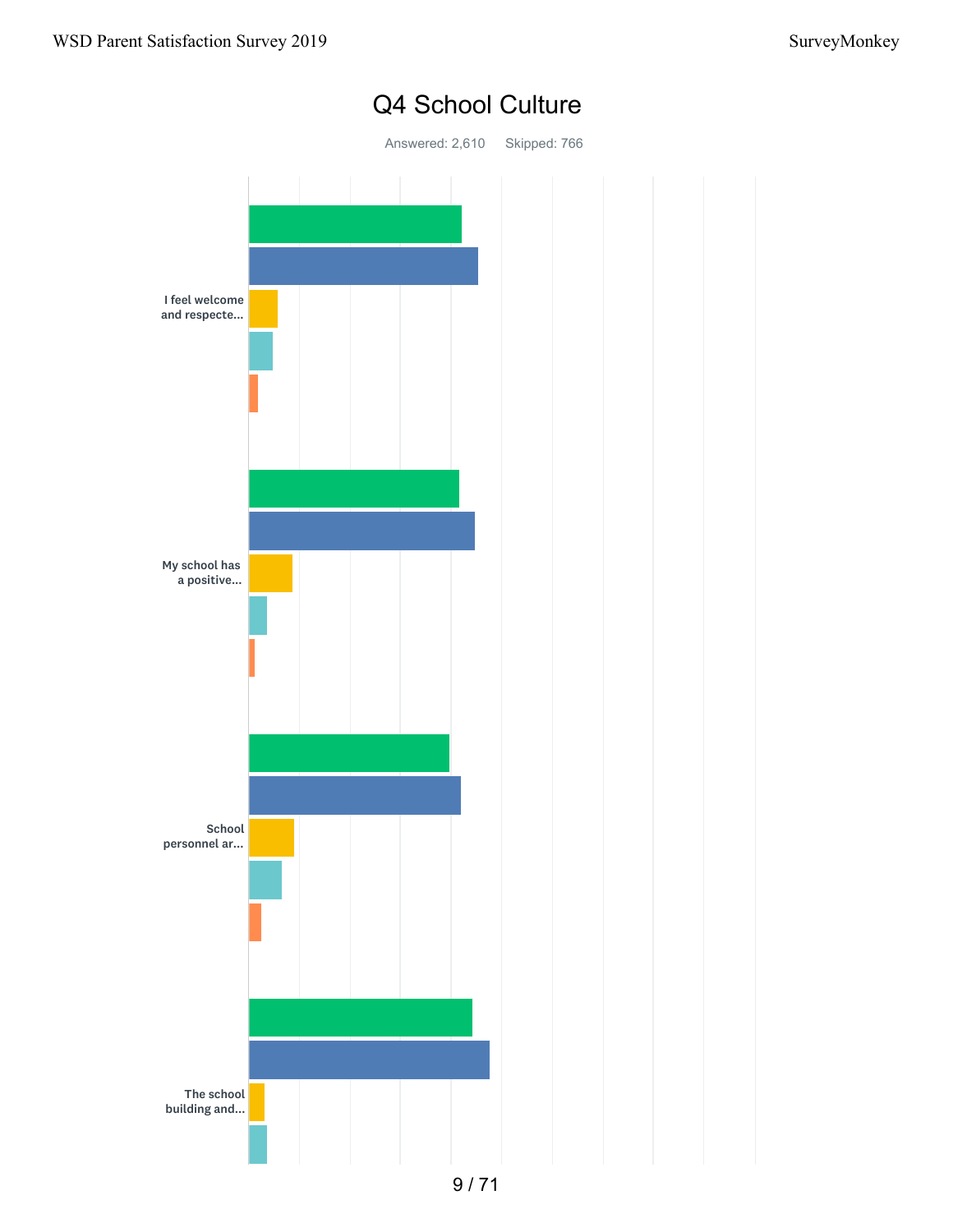# Q4 School Culture

Answered: 2,610 Skipped: 766

I feel welcome and respecte...

My school has a positive...

School personnel ar...

The school building and...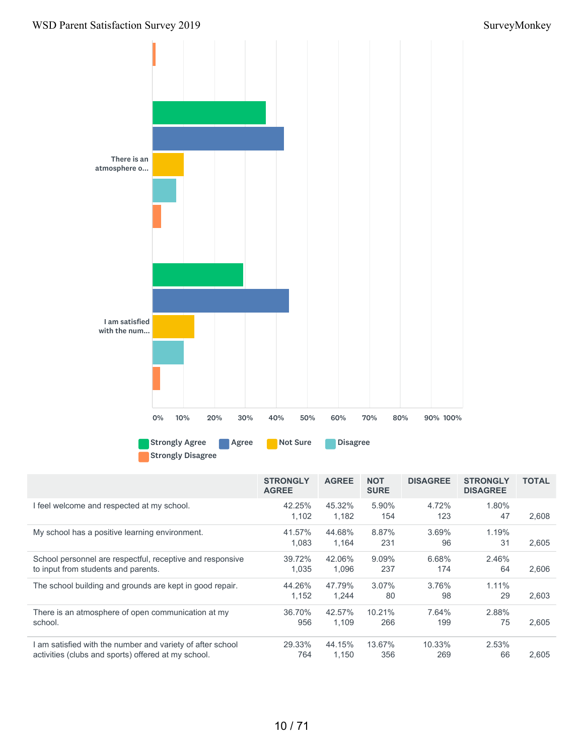There is an atmosphere o...

I am satisfied with the num...

0% 10% 20% 30% 40% 50% 60% 70% 80% 90% 100%

Strongly Agree | Agree | Not Sure | Disagree | Strongly Disagree

| | STRONGLY AGREE | AGREE | NOT SURE | DISAGREE | STRONGLY DISAGREE | TOTAL |
|---|---|---|---|---|---|---|
| I feel welcome and respected at my school. | 42.25% 1,102 | 45.32% 1,182 | 5.90% 154 | 4.72% 123 | 1.80% 47 | 2,608 |
| My school has a positive learning environment. | 41.57% 1,083 | 44.68% 1,164 | 8.87% 231 | 3.69% 96 | 1.19% 31 | 2,605 |
| School personnel are respectful, receptive and responsive to input from students and parents. | 39.72% 1,035 | 42.06% 1,096 | 9.09% 237 | 6.68% 174 | 2.46% 64 | 2,606 |
| The school building and grounds are kept in good repair. | 44.26% 1,152 | 47.79% 1,244 | 3.07% 80 | 3.76% 98 | 1.11% 29 | 2,603 |
| There is an atmosphere of open communication at my school. | 36.70% 956 | 42.57% 1,109 | 10.21% 266 | 7.64% 199 | 2.88% 75 | 2,605 |
| I am satisfied with the number and variety of after school activities (clubs and sports) offered at my school. | 29.33% 764 | 44.15% 1,150 | 13.67% 356 | 10.33% 269 | 2.53% 66 | 2,605 |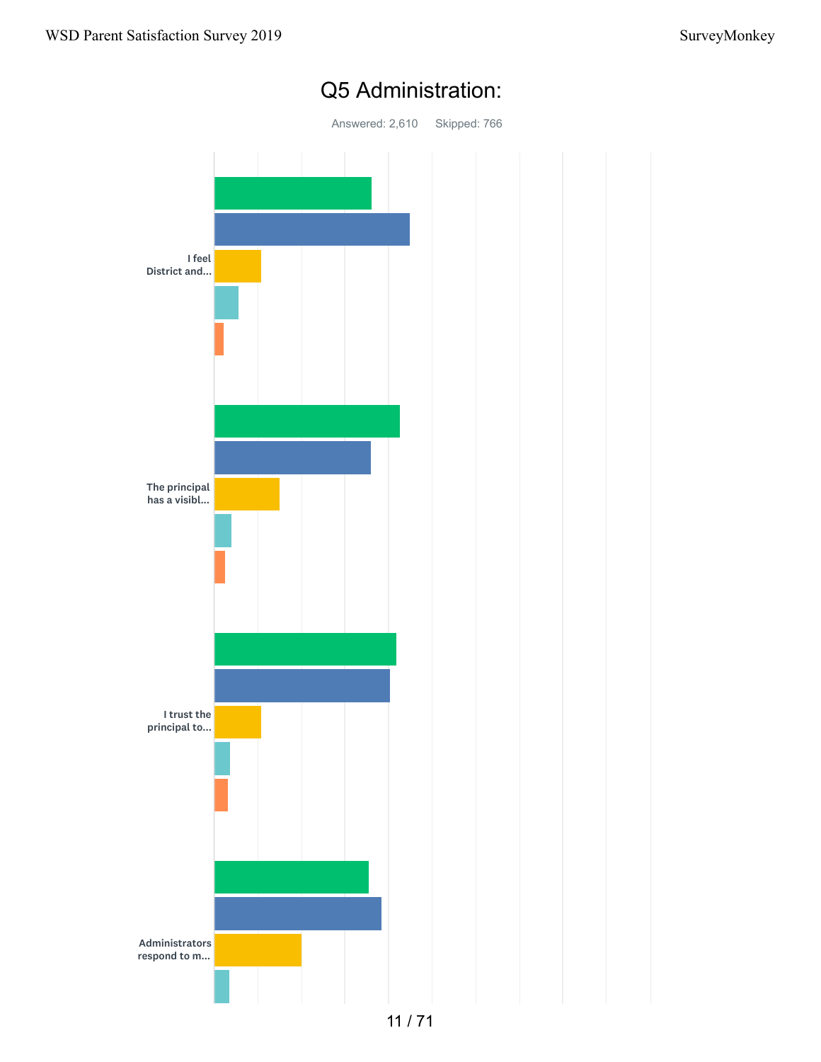# Q5 Administration:

Answered: 2,610 Skipped: 766

I feel District and...

The principal has a visibl...

I trust the principal to...

Administrators respond to m...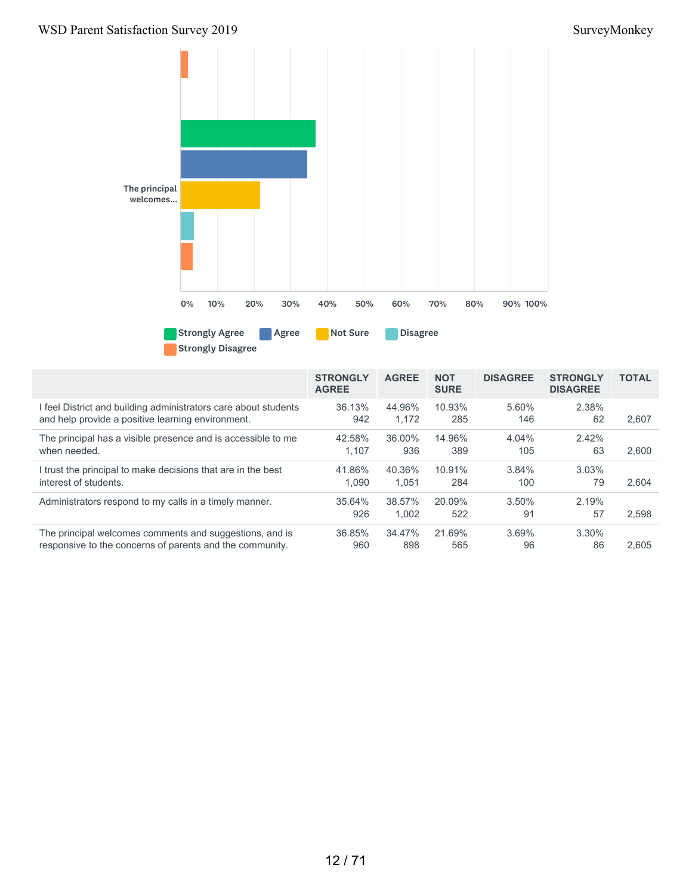The principal welcomes...

0% 10% 20% 30% 40% 50% 60% 70% 80% 90% 100%

Strongly Agree | Agree | Not Sure | Disagree | Strongly Disagree

| | STRONGLY AGREE | AGREE | NOT SURE | DISAGREE | STRONGLY DISAGREE | TOTAL |
|---|---|---|---|---|---|---|
| I feel District and building administrators care about students and help provide a positive learning environment. | 36.13% 942 | 44.96% 1,172 | 10.93% 285 | 5.60% 146 | 2.38% 62 | 2,607 |
| The principal has a visible presence and is accessible to me when needed. | 42.58% 1,107 | 36.00% 936 | 14.96% 389 | 4.04% 105 | 2.42% 63 | 2,600 |
| I trust the principal to make decisions that are in the best interest of students. | 41.86% 1,090 | 40.36% 1,051 | 10.91% 284 | 3.84% 100 | 3.03% 79 | 2,604 |
| Administrators respond to my calls in a timely manner. | 35.64% 926 | 38.57% 1,002 | 20.09% 522 | 3.50% 91 | 2.19% 57 | 2,598 |
| The principal welcomes comments and suggestions, and is responsive to the concerns of parents and the community. | 36.85% 960 | 34.47% 898 | 21.69% 565 | 3.69% 96 | 3.30% 86 | 2,605 |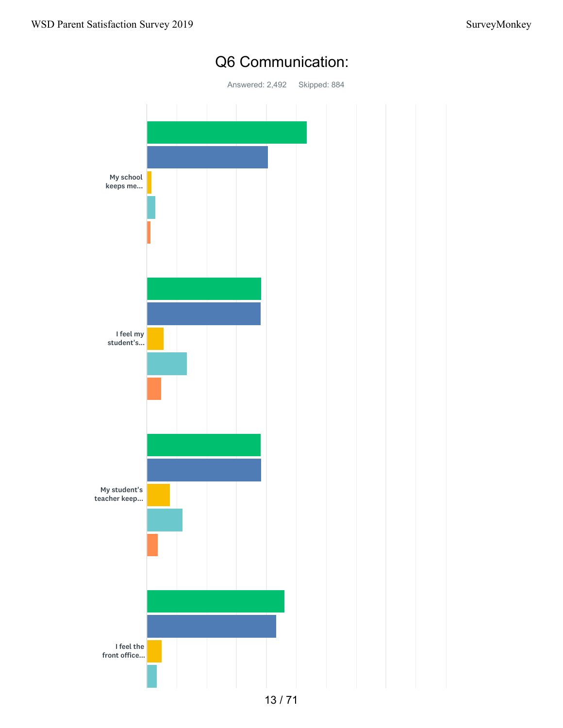# Q6 Communication:

Answered: 2,492 Skipped: 884

My school keeps me...

I feel my student's...

My student's teacher keep...

I feel the front office...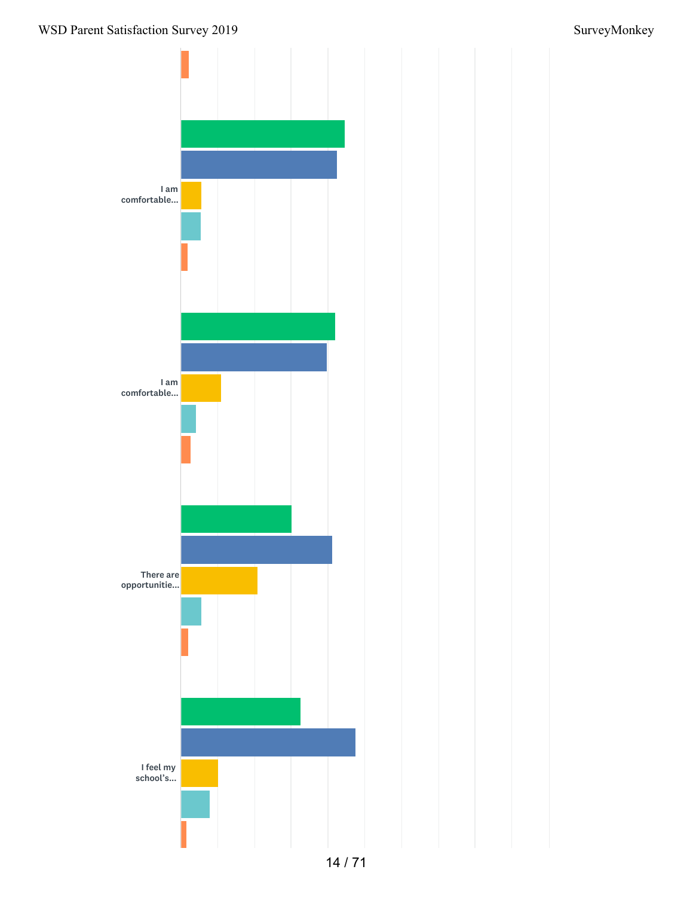I am comfortable...

I am comfortable...

There are opportunitie...

I feel my school's...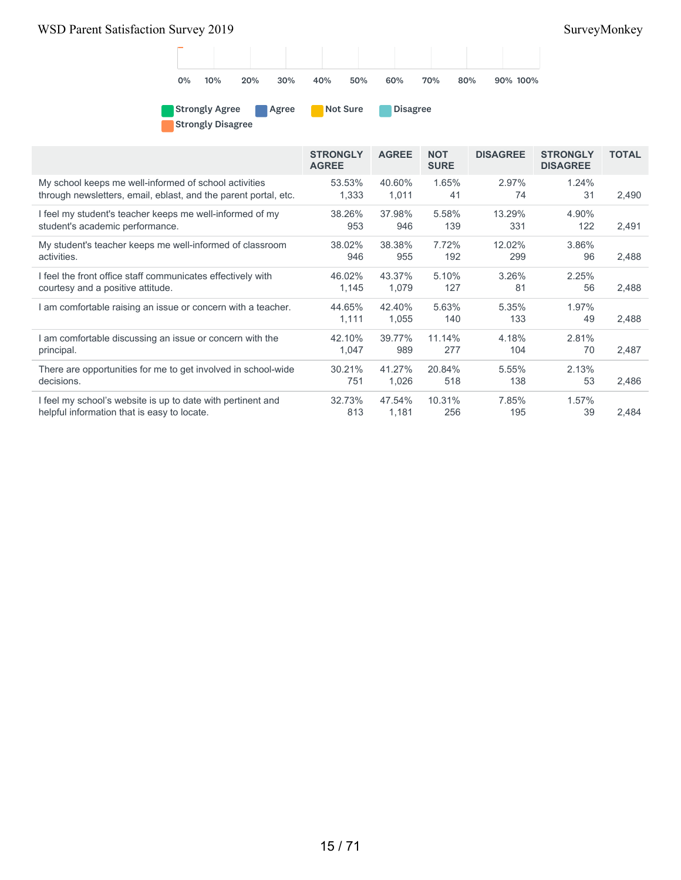0% 10% 20% 30% 40% 50% 60% 70% 80% 90% 100%

Strongly Agree | Agree | Not Sure | Disagree | Strongly Disagree

| | STRONGLY AGREE | AGREE | NOT SURE | DISAGREE | STRONGLY DISAGREE | TOTAL |
|---|---|---|---|---|---|---|
| My school keeps me well-informed of school activities through newsletters, email, eblast, and the parent portal, etc. | 53.53% 1,333 | 40.60% 1,011 | 1.65% 41 | 2.97% 74 | 1.24% 31 | 2,490 |
| I feel my student's teacher keeps me well-informed of my student's academic performance. | 38.26% 953 | 37.98% 946 | 5.58% 139 | 13.29% 331 | 4.90% 122 | 2,491 |
| My student's teacher keeps me well-informed of classroom activities. | 38.02% 946 | 38.38% 955 | 7.72% 192 | 12.02% 299 | 3.86% 96 | 2,488 |
| I feel the front office staff communicates effectively with courtesy and a positive attitude. | 46.02% 1,145 | 43.37% 1,079 | 5.10% 127 | 3.26% 81 | 2.25% 56 | 2,488 |
| I am comfortable raising an issue or concern with a teacher. | 44.65% 1,111 | 42.40% 1,055 | 5.63% 140 | 5.35% 133 | 1.97% 49 | 2,488 |
| I am comfortable discussing an issue or concern with the principal. | 42.10% 1,047 | 39.77% 989 | 11.14% 277 | 4.18% 104 | 2.81% 70 | 2,487 |
| There are opportunities for me to get involved in school-wide decisions. | 30.21% 751 | 41.27% 1,026 | 20.84% 518 | 5.55% 138 | 2.13% 53 | 2,486 |
| I feel my school's website is up to date with pertinent and helpful information that is easy to locate. | 32.73% 813 | 47.54% 1,181 | 10.31% 256 | 7.85% 195 | 1.57% 39 | 2,484 |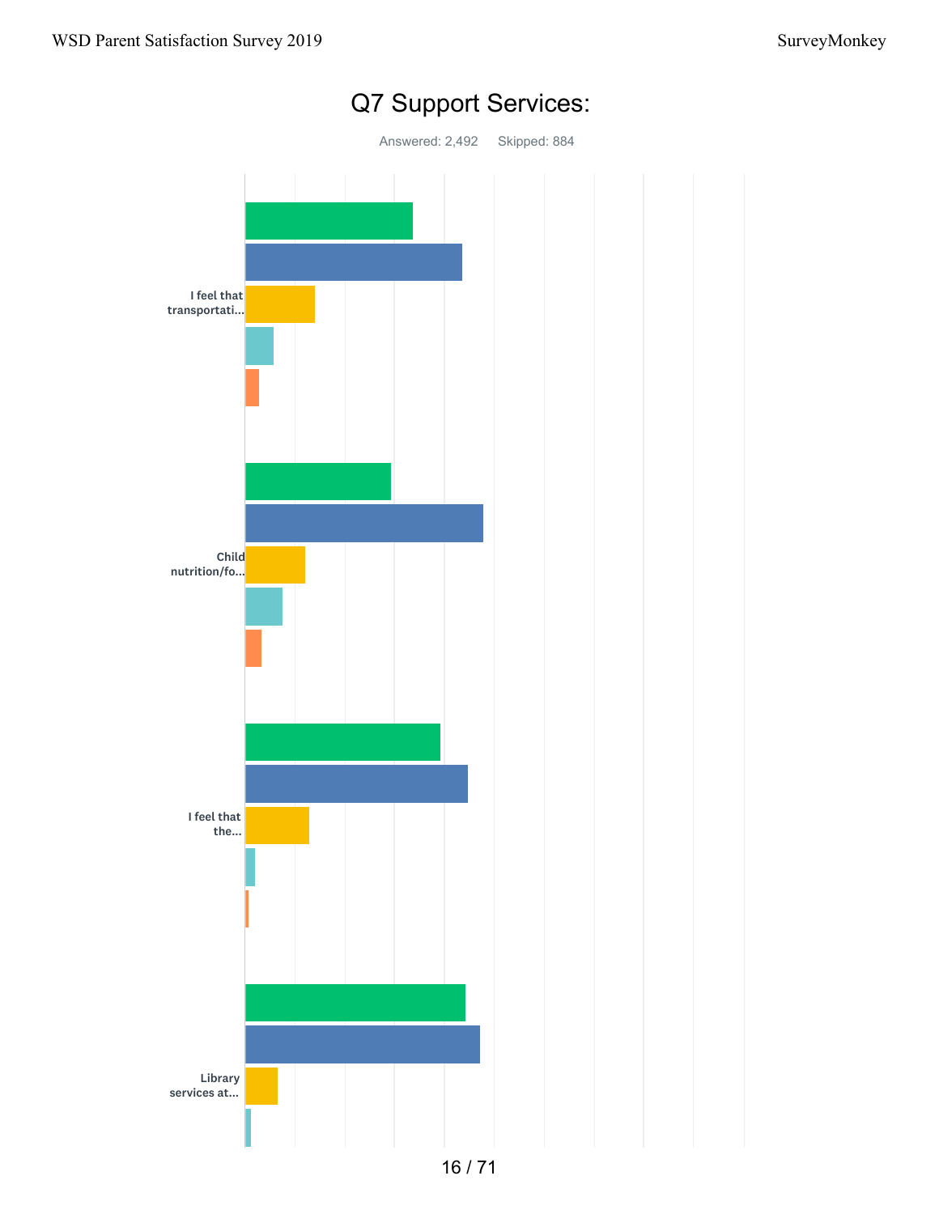# Q7 Support Services:

Answered: 2,492 Skipped: 884

I feel that transportati...

Child nutrition/fo...

I feel that the...

Library services at...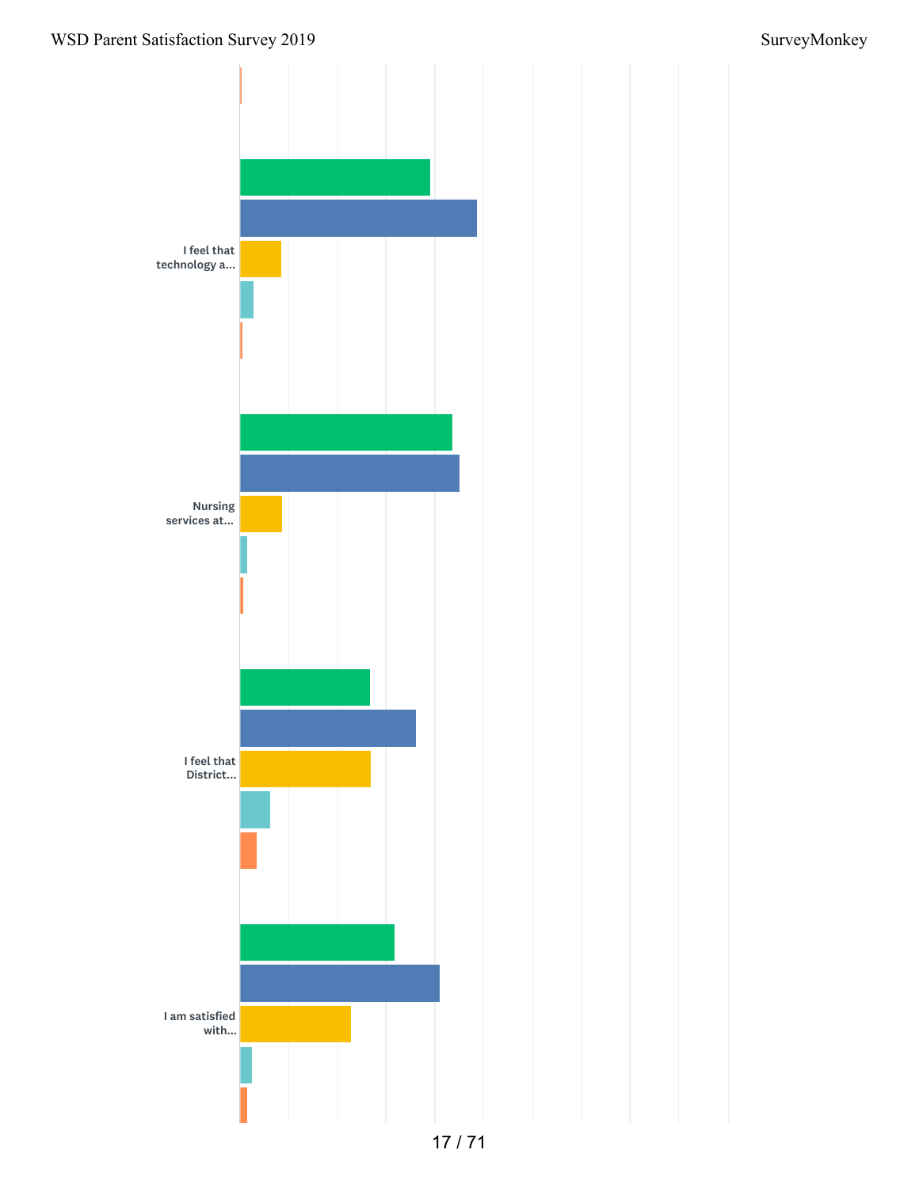I feel that technology a...

Nursing services at...

I feel that District...

I am satisfied with...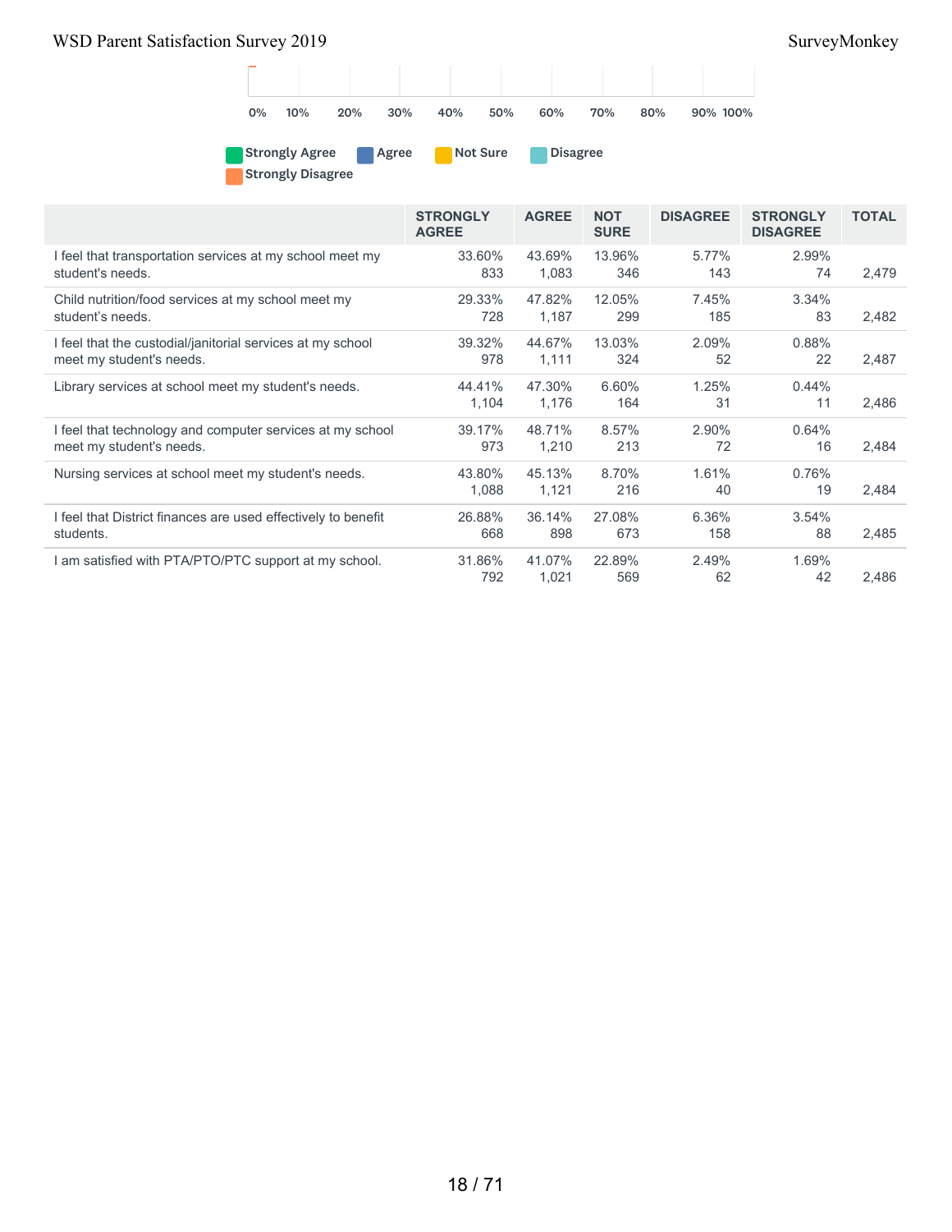0% 10% 20% 30% 40% 50% 60% 70% 80% 90% 100%

Strongly Agree | Agree | Not Sure | Disagree | Strongly Disagree

| | STRONGLY AGREE | AGREE | NOT SURE | DISAGREE | STRONGLY DISAGREE | TOTAL |
|---|---|---|---|---|---|---|
| I feel that transportation services at my school meet my student's needs. | 33.60% 833 | 43.69% 1,083 | 13.96% 346 | 5.77% 143 | 2.99% 74 | 2,479 |
| Child nutrition/food services at my school meet my student's needs. | 29.33% 728 | 47.82% 1,187 | 12.05% 299 | 7.45% 185 | 3.34% 83 | 2,482 |
| I feel that the custodial/janitorial services at my school meet my student's needs. | 39.32% 978 | 44.67% 1,111 | 13.03% 324 | 2.09% 52 | 0.88% 22 | 2,487 |
| Library services at school meet my student's needs. | 44.41% 1,104 | 47.30% 1,176 | 6.60% 164 | 1.25% 31 | 0.44% 11 | 2,486 |
| I feel that technology and computer services at my school meet my student's needs. | 39.17% 973 | 48.71% 1,210 | 8.57% 213 | 2.90% 72 | 0.64% 16 | 2,484 |
| Nursing services at school meet my student's needs. | 43.80% 1,088 | 45.13% 1,121 | 8.70% 216 | 1.61% 40 | 0.76% 19 | 2,484 |
| I feel that District finances are used effectively to benefit students. | 26.88% 668 | 36.14% 898 | 27.08% 673 | 6.36% 158 | 3.54% 88 | 2,485 |
| I am satisfied with PTA/PTO/PTC support at my school. | 31.86% 792 | 41.07% 1,021 | 22.89% 569 | 2.49% 62 | 1.69% 42 | 2,486 |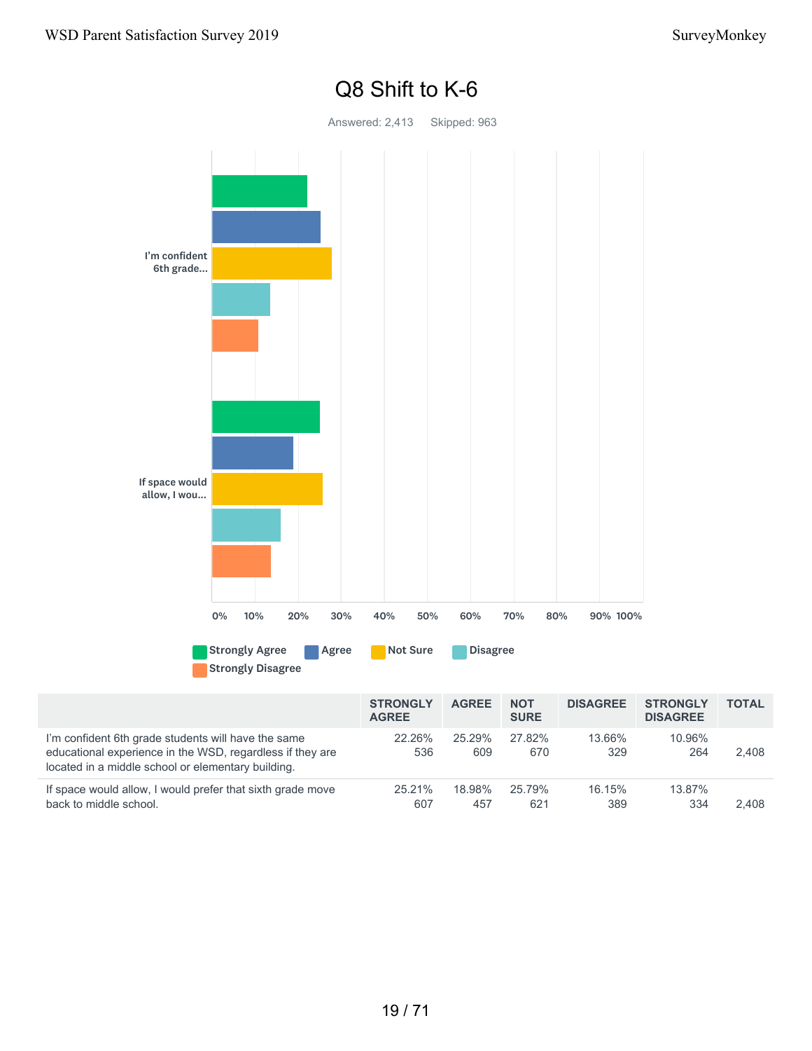# Q8 Shift to K-6

Answered: 2,413 Skipped: 963

I'm confident 6th grade...

If space would allow, I wou...

0% 10% 20% 30% 40% 50% 60% 70% 80% 90% 100%

Strongly Agree | Agree | Not Sure | Disagree | Strongly Disagree

| | STRONGLY AGREE | AGREE | NOT SURE | DISAGREE | STRONGLY DISAGREE | TOTAL |
|---|---|---|---|---|---|---|
| I'm confident 6th grade students will have the same educational experience in the WSD, regardless if they are located in a middle school or elementary building. | 22.26%<br>536 | 25.29%<br>609 | 27.82%<br>670 | 13.66%<br>329 | 10.96%<br>264 | 2,408 |
| If space would allow, I would prefer that sixth grade move back to middle school. | 25.21%<br>607 | 18.98%<br>457 | 25.79%<br>621 | 16.15%<br>389 | 13.87%<br>334 | 2,408 |